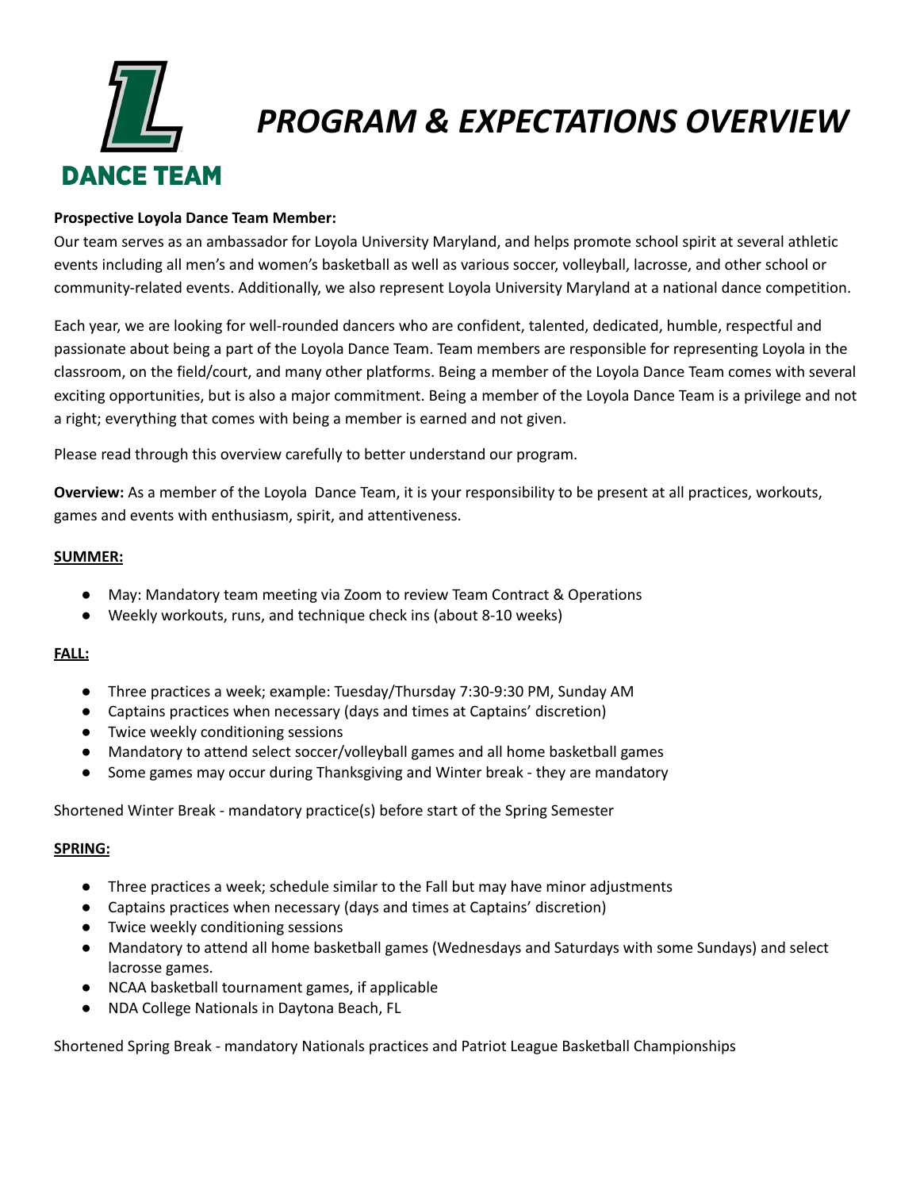DANCE TEAM

# *PROGRAM & EXPECTATIONS OVERVIEW*

**Prospective Loyola Dance Team Member:**

Our team serves as an ambassador for Loyola University Maryland, and helps promote school spirit at several athletic events including all men's and women's basketball as well as various soccer, volleyball, lacrosse, and other school or community-related events. Additionally, we also represent Loyola University Maryland at a national dance competition.

Each year, we are looking for well-rounded dancers who are confident, talented, dedicated, humble, respectful and passionate about being a part of the Loyola Dance Team. Team members are responsible for representing Loyola in the classroom, on the field/court, and many other platforms. Being a member of the Loyola Dance Team comes with several exciting opportunities, but is also a major commitment. Being a member of the Loyola Dance Team is a privilege and not a right; everything that comes with being a member is earned and not given.

Please read through this overview carefully to better understand our program.

**Overview:** As a member of the Loyola Dance Team, it is your responsibility to be present at all practices, workouts, games and events with enthusiasm, spirit, and attentiveness.

**SUMMER:**

- May: Mandatory team meeting via Zoom to review Team Contract & Operations
- Weekly workouts, runs, and technique check ins (about 8-10 weeks)

**FALL:**

- Three practices a week; example: Tuesday/Thursday 7:30-9:30 PM, Sunday AM
- Captains practices when necessary (days and times at Captains' discretion)
- Twice weekly conditioning sessions
- Mandatory to attend select soccer/volleyball games and all home basketball games
- Some games may occur during Thanksgiving and Winter break - they are mandatory

Shortened Winter Break - mandatory practice(s) before start of the Spring Semester

**SPRING:**

- Three practices a week; schedule similar to the Fall but may have minor adjustments
- Captains practices when necessary (days and times at Captains' discretion)
- Twice weekly conditioning sessions
- Mandatory to attend all home basketball games (Wednesdays and Saturdays with some Sundays) and select lacrosse games.
- NCAA basketball tournament games, if applicable
- NDA College Nationals in Daytona Beach, FL

Shortened Spring Break - mandatory Nationals practices and Patriot League Basketball Championships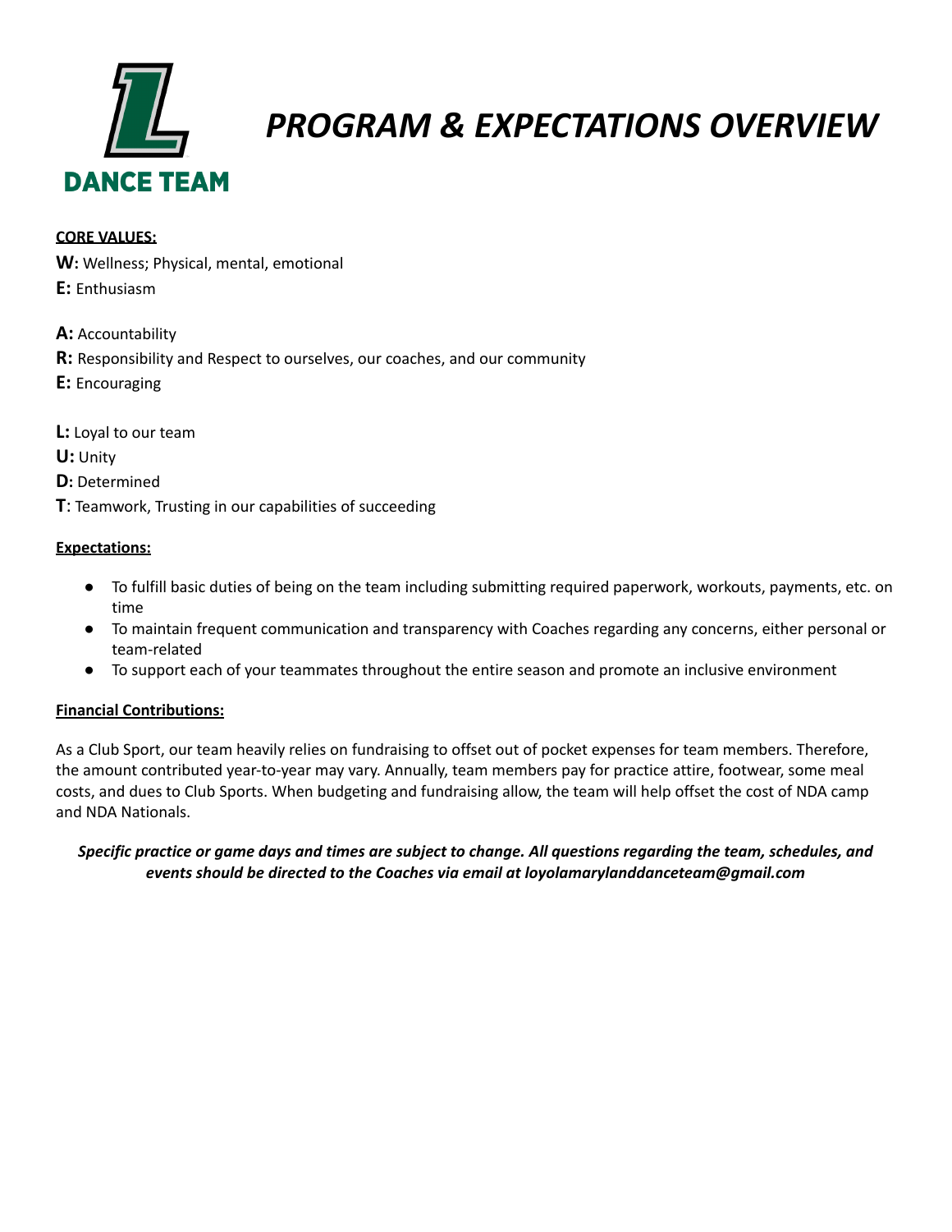DANCE TEAM

# *PROGRAM & EXPECTATIONS OVERVIEW*

**CORE VALUES:**

**W:** Wellness; Physical, mental, emotional
**E:** Enthusiasm

**A:** Accountability
**R:** Responsibility and Respect to ourselves, our coaches, and our community
**E:** Encouraging

**L:** Loyal to our team
**U:** Unity
**D:** Determined
**T**: Teamwork, Trusting in our capabilities of succeeding

**Expectations:**

- To fulfill basic duties of being on the team including submitting required paperwork, workouts, payments, etc. on time
- To maintain frequent communication and transparency with Coaches regarding any concerns, either personal or team-related
- To support each of your teammates throughout the entire season and promote an inclusive environment

**Financial Contributions:**

As a Club Sport, our team heavily relies on fundraising to offset out of pocket expenses for team members. Therefore, the amount contributed year-to-year may vary. Annually, team members pay for practice attire, footwear, some meal costs, and dues to Club Sports. When budgeting and fundraising allow, the team will help offset the cost of NDA camp and NDA Nationals.

***Specific practice or game days and times are subject to change. All questions regarding the team, schedules, and events should be directed to the Coaches via email at loyolamarylanddanceteam@gmail.com***